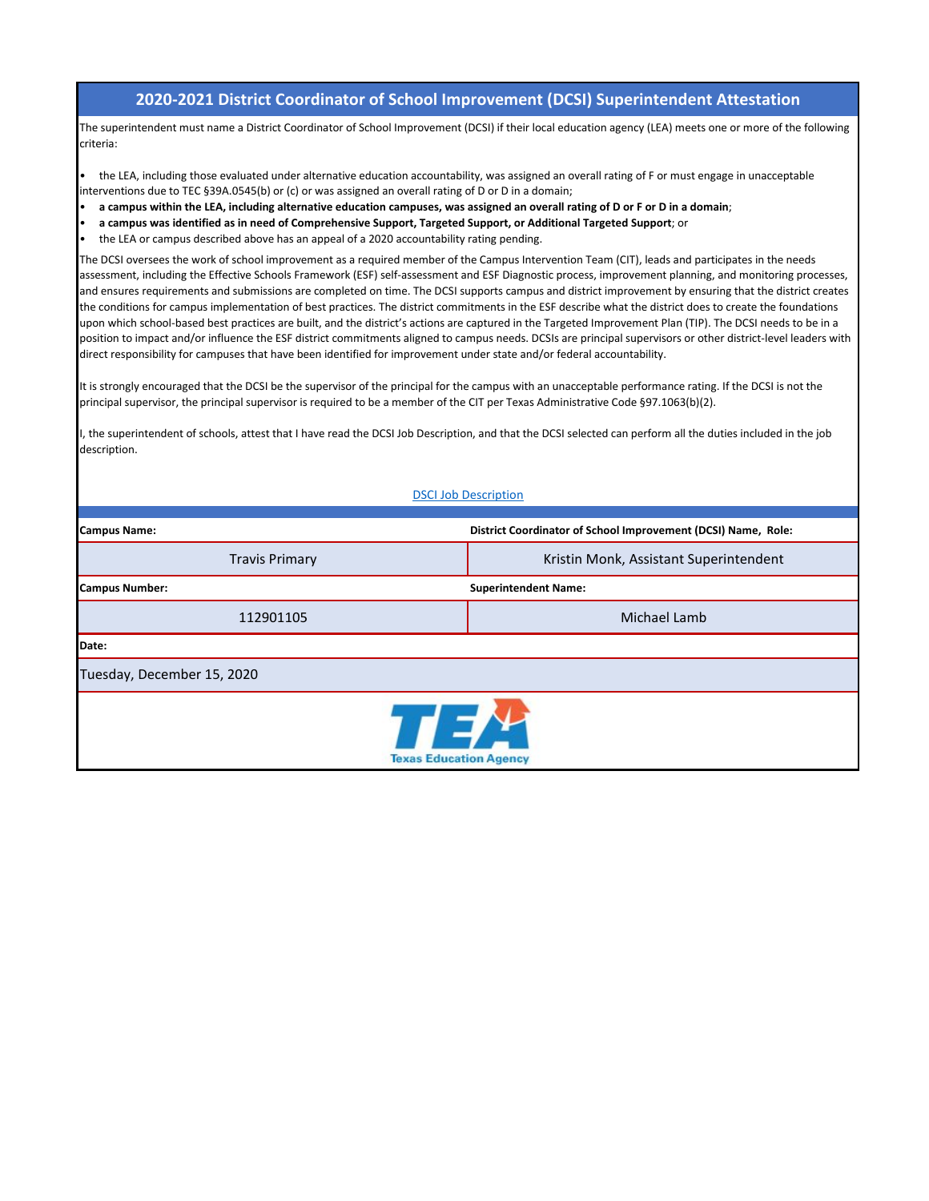# 2020-2021 District Coordinator of School Improvement (DCSI) Superintendent Attestation

The superintendent must name a District Coordinator of School Improvement (DCSI) if their local education agency (LEA) meets one or more of the following criteria:

- the LEA, including those evaluated under alternative education accountability, was assigned an overall rating of F or must engage in unacceptable interventions due to TEC §39A.0545(b) or (c) or was assigned an overall rating of D or D in a domain;
- **a campus within the LEA, including alternative education campuses, was assigned an overall rating of D or F or D in a domain**;
- **a campus was identified as in need of Comprehensive Support, Targeted Support, or Additional Targeted Support**; or
- the LEA or campus described above has an appeal of a 2020 accountability rating pending.

The DCSI oversees the work of school improvement as a required member of the Campus Intervention Team (CIT), leads and participates in the needs assessment, including the Effective Schools Framework (ESF) self-assessment and ESF Diagnostic process, improvement planning, and monitoring processes, and ensures requirements and submissions are completed on time. The DCSI supports campus and district improvement by ensuring that the district creates the conditions for campus implementation of best practices. The district commitments in the ESF describe what the district does to create the foundations upon which school-based best practices are built, and the district's actions are captured in the Targeted Improvement Plan (TIP). The DCSI needs to be in a position to impact and/or influence the ESF district commitments aligned to campus needs. DCSIs are principal supervisors or other district-level leaders with direct responsibility for campuses that have been identified for improvement under state and/or federal accountability.

It is strongly encouraged that the DCSI be the supervisor of the principal for the campus with an unacceptable performance rating. If the DCSI is not the principal supervisor, the principal supervisor is required to be a member of the CIT per Texas Administrative Code §97.1063(b)(2).

I, the superintendent of schools, attest that I have read the DCSI Job Description, and that the DCSI selected can perform all the duties included in the job description.

DSCI Job Description

| **Campus Name:** | **District Coordinator of School Improvement (DCSI) Name, Role:** |
|---|---|
| Travis Primary | Kristin Monk, Assistant Superintendent |
| **Campus Number:** | **Superintendent Name:** |
| 112901105 | Michael Lamb |
| **Date:** | |
| Tuesday, December 15, 2020 | |

TEA
Texas Education Agency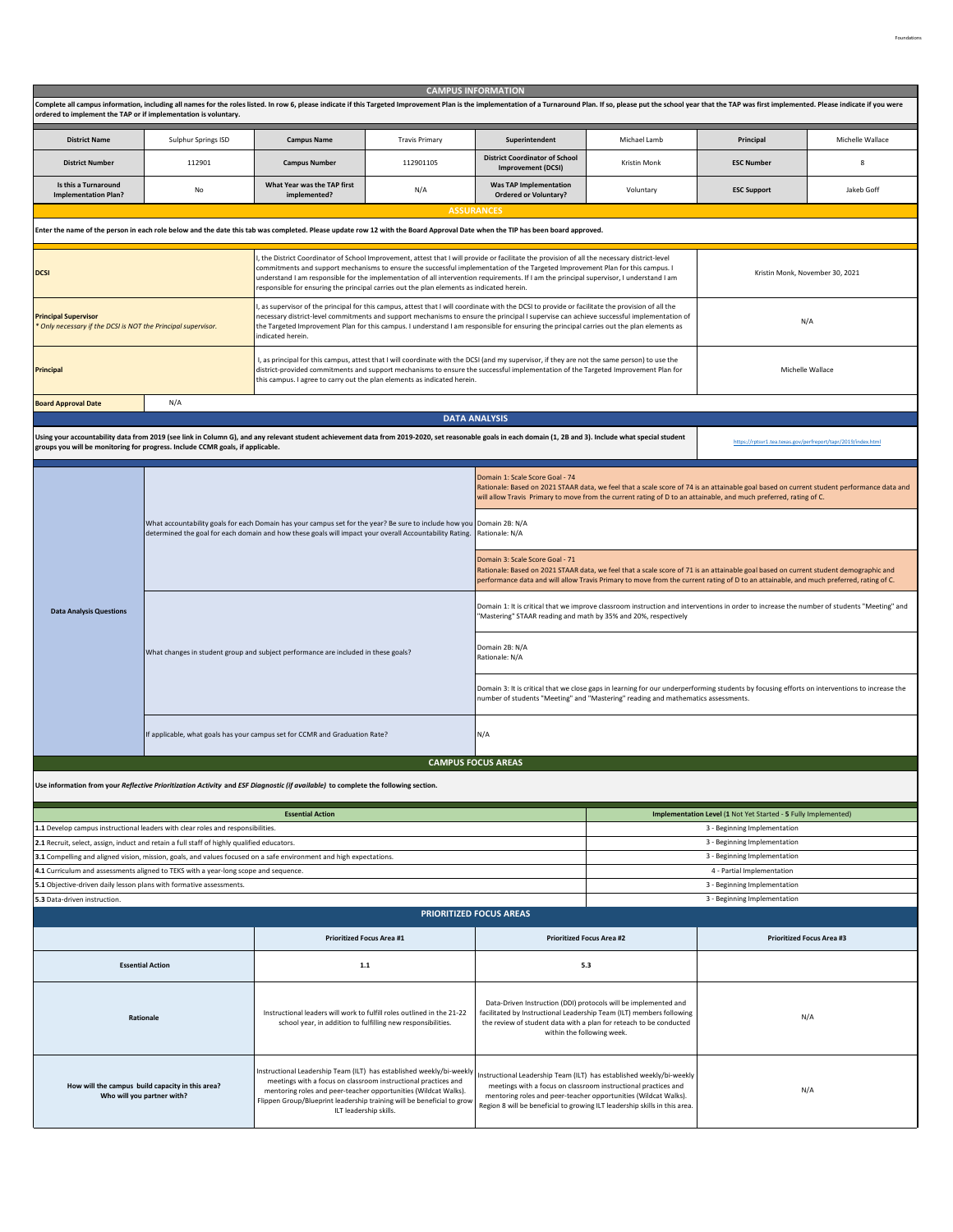## CAMPUS INFORMATION

Complete all campus information, including all names for the roles listed. In row 6, please indicate if this Targeted Improvement Plan is the implementation of a Turnaround Plan. If so, please put the school year that the TAP was first implemented. Please indicate if you were ordered to implement the TAP or if implementation is voluntary.

| | | | | | | | |
|---|---|---|---|---|---|---|---|
| **District Name** | Sulphur Springs ISD | **Campus Name** | Travis Primary | **Superintendent** | Michael Lamb | **Principal** | Michelle Wallace |
| **District Number** | 112901 | **Campus Number** | 112901105 | **District Coordinator of School Improvement (DCSI)** | Kristin Monk | **ESC Number** | 8 |
| **Is this a Turnaround Implementation Plan?** | No | **What Year was the TAP first implemented?** | N/A | **Was TAP Implementation Ordered or Voluntary?** | Voluntary | **ESC Support** | Jakeb Goff |

## ASSURANCES

Enter the name of the person in each role below and the date this tab was completed. Please update row 12 with the Board Approval Date when the TIP has been board approved.

| | | |
|---|---|---|
| **DCSI** | I, the District Coordinator of School Improvement, attest that I will provide or facilitate the provision of all the necessary district-level commitments and support mechanisms to ensure the successful implementation of the Targeted Improvement Plan for this campus. I understand I am responsible for the implementation of all intervention requirements. If I am the principal supervisor, I understand I am responsible for ensuring the principal carries out the plan elements as indicated herein. | Kristin Monk, November 30, 2021 |
| **Principal Supervisor** *\* Only necessary if the DCSI is NOT the Principal supervisor.* | I, as supervisor of the principal for this campus, attest that I will coordinate with the DCSI to provide or facilitate the provision of all the necessary district-level commitments and support mechanisms to ensure the principal I supervise can achieve successful implementation of the Targeted Improvement Plan for this campus. I understand I am responsible for ensuring the principal carries out the plan elements as indicated herein. | N/A |
| **Principal** | I, as principal for this campus, attest that I will coordinate with the DCSI (and my supervisor, if they are not the same person) to use the district-provided commitments and support mechanisms to ensure the successful implementation of the Targeted Improvement Plan for this campus. I agree to carry out the plan elements as indicated herein. | Michelle Wallace |
| **Board Approval Date** | N/A | |

## DATA ANALYSIS

Using your accountability data from 2019 (see link in Column G), and any relevant student achievement data from 2019-2020, set reasonable goals in each domain (1, 2B and 3). Include what special student groups you will be monitoring for progress. Include CCMR goals, if applicable.

https://rptsvr1.tea.texas.gov/perfreport/tapr/2019/index.html

| | | |
|---|---|---|
| **Data Analysis Questions** | What accountability goals for each Domain has your campus set for the year? Be sure to include how you determined the goal for each domain and how these goals will impact your overall Accountability Rating. | Domain 1: Scale Score Goal - 74<br>Rationale: Based on 2021 STAAR data, we feel that a scale score of 74 is an attainable goal based on current student performance data and will allow Travis Primary to move from the current rating of D to an attainable, and much preferred, rating of C. |
| | | Domain 2B: N/A<br>Rationale: N/A |
| | | Domain 3: Scale Score Goal - 71<br>Rationale: Based on 2021 STAAR data, we feel that a scale score of 71 is an attainable goal based on current student demographic and performance data and will allow Travis Primary to move from the current rating of D to an attainable, and much preferred, rating of C. |
| | What changes in student group and subject performance are included in these goals? | Domain 1: It is critical that we improve classroom instruction and interventions in order to increase the number of students "Meeting" and "Mastering" STAAR reading and math by 35% and 20%, respectively |
| | | Domain 2B: N/A<br>Rationale: N/A |
| | | Domain 3: It is critical that we close gaps in learning for our underperforming students by focusing efforts on interventions to increase the number of students "Meeting" and "Mastering" reading and mathematics assessments. |
| | If applicable, what goals has your campus set for CCMR and Graduation Rate? | N/A |

## CAMPUS FOCUS AREAS

Use information from your *Reflective Prioritization Activity* and *ESF Diagnostic (if available)* to complete the following section.

| Essential Action | Implementation Level (1 Not Yet Started - 5 Fully Implemented) |
|---|---|
| **1.1** Develop campus instructional leaders with clear roles and responsibilities. | 3 - Beginning Implementation |
| **2.1** Recruit, select, assign, induct and retain a full staff of highly qualified educators. | 3 - Beginning Implementation |
| **3.1** Compelling and aligned vision, mission, goals, and values focused on a safe environment and high expectations. | 3 - Beginning Implementation |
| **4.1** Curriculum and assessments aligned to TEKS with a year-long scope and sequence. | 4 - Partial Implementation |
| **5.1** Objective-driven daily lesson plans with formative assessments. | 3 - Beginning Implementation |
| **5.3** Data-driven instruction. | 3 - Beginning Implementation |

## PRIORITIZED FOCUS AREAS

| | Prioritized Focus Area #1 | Prioritized Focus Area #2 | Prioritized Focus Area #3 |
|---|---|---|---|
| **Essential Action** | 1.1 | 5.3 | |
| **Rationale** | Instructional leaders will work to fulfill roles outlined in the 21-22 school year, in addition to fulfilling new responsibilities. | Data-Driven Instruction (DDI) protocols will be implemented and facilitated by Instructional Leadership Team (ILT) members following the review of student data with a plan for reteach to be conducted within the following week. | N/A |
| **How will the campus build capacity in this area? Who will you partner with?** | Instructional Leadership Team (ILT) has established weekly/bi-weekly meetings with a focus on classroom instructional practices and mentoring roles and peer-teacher opportunities (Wildcat Walks). Flippen Group/Blueprint leadership training will be beneficial to grow ILT leadership skills. | Instructional Leadership Team (ILT) has established weekly/bi-weekly meetings with a focus on classroom instructional practices and mentoring roles and peer-teacher opportunities (Wildcat Walks). Region 8 will be beneficial to growing ILT leadership skills in this area. | N/A |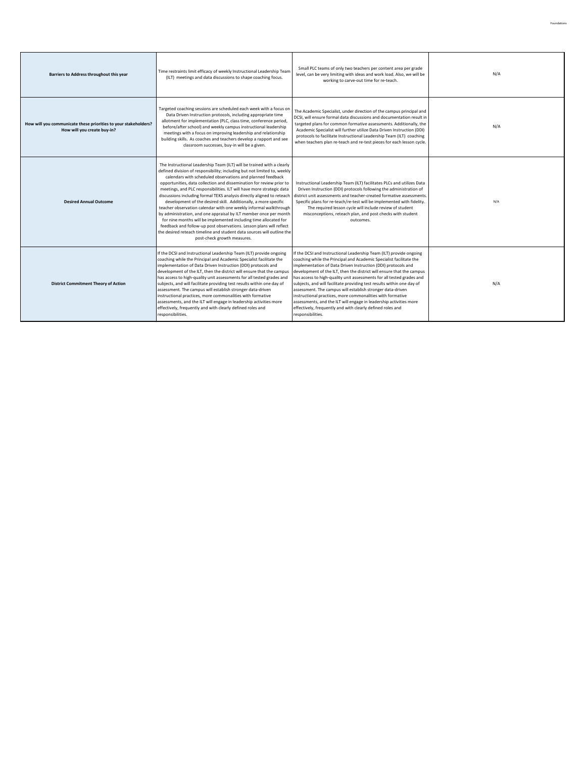| | | | |
|---|---|---|---|
| **Barriers to Address throughout this year** | Time restraints limit efficacy of weekly Instructional Leadership Team (ILT) meetings and data discussions to shape coaching focus. | Small PLC teams of only two teachers per content area per grade level, can be very limiting with ideas and work load. Also, we will be working to carve-out time for re-teach. | N/A |
| **How will you communicate these priorities to your stakeholders? How will you create buy-in?** | Targeted coaching sessions are scheduled each week with a focus on Data Driven Instruction protocols, including appropriate time allotment for implementation (PLC, class time, conference period, before/after school) and weekly campus instructional leadership meetings with a focus on improving leadership and relationship building skills. As coaches and teachers develop a rapport and see classroom successes, buy-in will be a given. | The Academic Specialist, under direction of the campus principal and DCSI, will ensure formal data discussions and documentation result in targeted plans for common formative assessments. Additionally, the Academic Specialist will further utilize Data Driven Instruction (DDI) protocols to facilitate Instructional Leadership Team (ILT) coaching when teachers plan re-teach and re-test pieces for each lesson cycle. | N/A |
| **Desired Annual Outcome** | The Instructional Leadership Team (ILT) will be trained with a clearly defined division of responsibility; including but not limited to, weekly calendars with scheduled observations and planned feedback opportunities, data collection and dissemination for review prior to meetings, and PLC responsibilities. ILT will have more strategic data discussions including formal TEKS analysis directly aligned to reteach development of the desired skill. Additionally, a more specific teacher observation calendar with one weekly informal walkthrough by administration, and one appraisal by ILT member once per month for nine months will be implemented including time allocated for feedback and follow-up post observations. Lesson plans will reflect the desired reteach timeline and student data sources will outline the post-check growth measures. | Instructional Leadership Team (ILT) facilitates PLCs and utilizes Data Driven Instruction (DDI) protocols following the administration of district unit assessments and teacher-created formative assessments. Specific plans for re-teach/re-test will be implemented with fidelity. The required lesson cycle will include review of student misconceptions, reteach plan, and post checks with student outcomes. | N/A |
| **District Commitment Theory of Action** | If the DCSI and Instructional Leadership Team (ILT) provide ongoing coaching while the Principal and Academic Specialist facilitate the implementation of Data Driven Instruction (DDI) protocols and development of the ILT, then the district will ensure that the campus has access to high-quality unit assessments for all tested grades and subjects, and will facilitate providing test results within one day of assessment. The campus will establish stronger data-driven instructional practices, more commonalities with formative assessments, and the ILT will engage in leadership activities more effectively, frequently and with clearly defined roles and responsibilities. | If the DCSI and Instructional Leadership Team (ILT) provide ongoing coaching while the Principal and Academic Specialist facilitate the implementation of Data Driven Instruction (DDI) protocols and development of the ILT, then the district will ensure that the campus has access to high-quality unit assessments for all tested grades and subjects, and will facilitate providing test results within one day of assessment. The campus will establish stronger data-driven instructional practices, more commonalities with formative assessments, and the ILT will engage in leadership activities more effectively, frequently and with clearly defined roles and responsibilities. | N/A |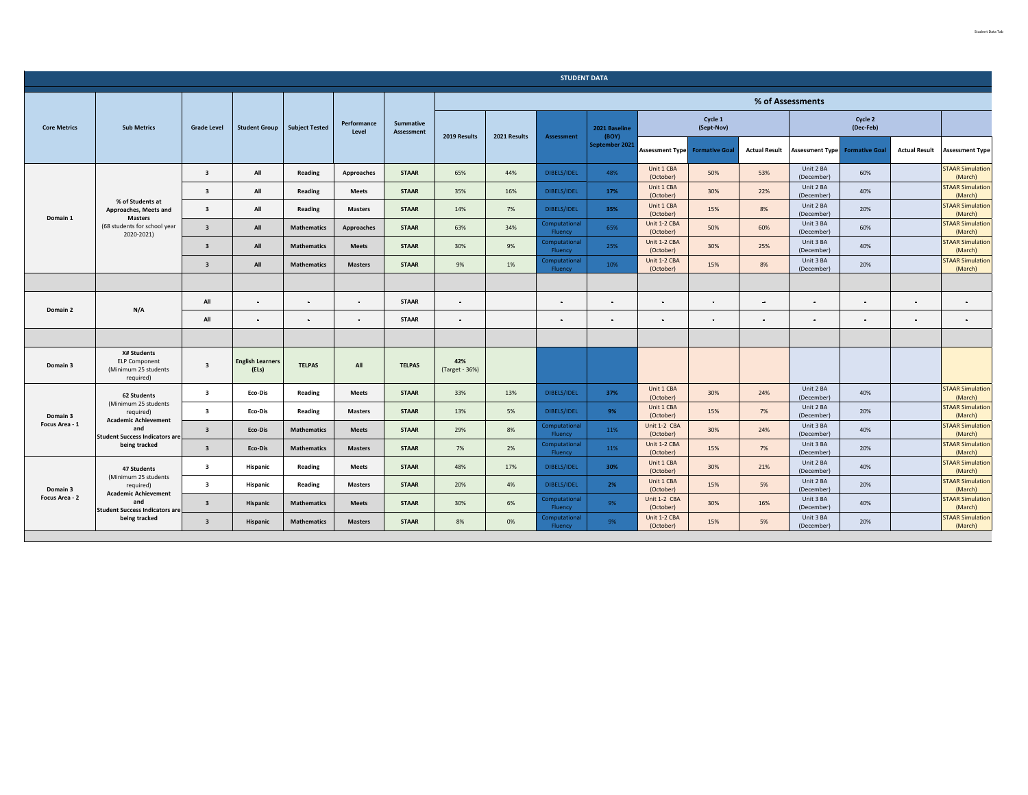## STUDENT DATA

| Core Metrics | Sub Metrics | Grade Level | Student Group | Subject Tested | Performance Level | Summative Assessment | 2019 Results | 2021 Results | Assessment | 2021 Baseline (BOY) September 2021 | Cycle 1 (Sept-Nov) | | | Cycle 2 (Dec-Feb) | | | |
|---|---|---|---|---|---|---|---|---|---|---|---|---|---|---|---|---|---|
| | | | | | | | | | | | Assessment Type | Formative Goal | Actual Result | Assessment Type | Formative Goal | Actual Result | Assessment Type |
| Domain 1 | % of Students at Approaches, Meets and Masters (68 students for school year 2020-2021) | 3 | All | Reading | Approaches | STAAR | 65% | 44% | DIBELS/IDEL | 48% | Unit 1 CBA (October) | 50% | 53% | Unit 2 BA (December) | 60% | | STAAR Simulation (March) |
| | | 3 | All | Reading | Meets | STAAR | 35% | 16% | DIBELS/IDEL | 17% | Unit 1 CBA (October) | 30% | 22% | Unit 2 BA (December) | 40% | | STAAR Simulation (March) |
| | | 3 | All | Reading | Masters | STAAR | 14% | 7% | DIBELS/IDEL | 35% | Unit 1 CBA (October) | 15% | 8% | Unit 2 BA (December) | 20% | | STAAR Simulation (March) |
| | | 3 | All | Mathematics | Approaches | STAAR | 63% | 34% | Computational Fluency | 65% | Unit 1-2 CBA (October) | 50% | 60% | Unit 3 BA (December) | 60% | | STAAR Simulation (March) |
| | | 3 | All | Mathematics | Meets | STAAR | 30% | 9% | Computational Fluency | 25% | Unit 1-2 CBA (October) | 30% | 25% | Unit 3 BA (December) | 40% | | STAAR Simulation (March) |
| | | 3 | All | Mathematics | Masters | STAAR | 9% | 1% | Computational Fluency | 10% | Unit 1-2 CBA (October) | 15% | 8% | Unit 3 BA (December) | 20% | | STAAR Simulation (March) |
| | | | | | | | | | | | | | | | | | |
| Domain 2 | N/A | All | - | - | - | STAAR | - | | - | - | - | - | - | - | - | - | - |
| | | All | - | - | - | STAAR | - | | - | - | - | - | - | - | - | - | - |
| | | | | | | | | | | | | | | | | | |
| Domain 3 | X# Students ELP Component (Minimum 25 students required) | 3 | English Learners (ELs) | TELPAS | All | TELPAS | 42% (Target - 36%) | | | | | | | | | | |
| Domain 3 Focus Area - 1 | 62 Students (Minimum 25 students required) Academic Achievement and Student Success Indicators are being tracked | 3 | Eco-Dis | Reading | Meets | STAAR | 33% | 13% | DIBELS/IDEL | 37% | Unit 1 CBA (October) | 30% | 24% | Unit 2 BA (December) | 40% | | STAAR Simulation (March) |
| | | 3 | Eco-Dis | Reading | Masters | STAAR | 13% | 5% | DIBELS/IDEL | 9% | Unit 1 CBA (October) | 15% | 7% | Unit 2 BA (December) | 20% | | STAAR Simulation (March) |
| | | 3 | Eco-Dis | Mathematics | Meets | STAAR | 29% | 8% | Computational Fluency | 11% | Unit 1-2 CBA (October) | 30% | 24% | Unit 3 BA (December) | 40% | | STAAR Simulation (March) |
| | | 3 | Eco-Dis | Mathematics | Masters | STAAR | 7% | 2% | Computational Fluency | 11% | Unit 1-2 CBA (October) | 15% | 7% | Unit 3 BA (December) | 20% | | STAAR Simulation (March) |
| Domain 3 Focus Area - 2 | 47 Students (Minimum 25 students required) Academic Achievement and Student Success Indicators are being tracked | 3 | Hispanic | Reading | Meets | STAAR | 48% | 17% | DIBELS/IDEL | 30% | Unit 1 CBA (October) | 30% | 21% | Unit 2 BA (December) | 40% | | STAAR Simulation (March) |
| | | 3 | Hispanic | Reading | Masters | STAAR | 20% | 4% | DIBELS/IDEL | 2% | Unit 1 CBA (October) | 15% | 5% | Unit 2 BA (December) | 20% | | STAAR Simulation (March) |
| | | 3 | Hispanic | Mathematics | Meets | STAAR | 30% | 6% | Computational Fluency | 9% | Unit 1-2 CBA (October) | 30% | 16% | Unit 3 BA (December) | 40% | | STAAR Simulation (March) |
| | | 3 | Hispanic | Mathematics | Masters | STAAR | 8% | 0% | Computational Fluency | 9% | Unit 1-2 CBA (October) | 15% | 5% | Unit 3 BA (December) | 20% | | STAAR Simulation (March) |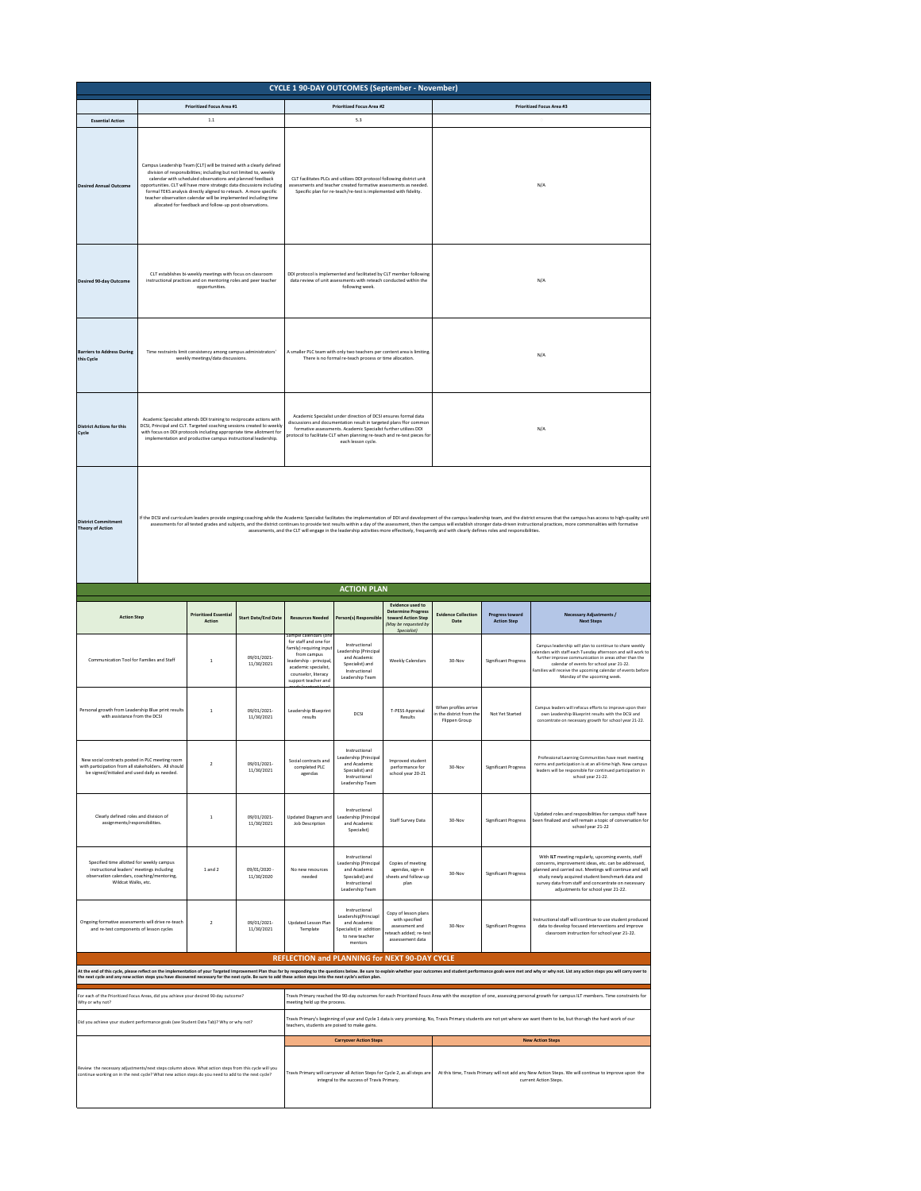## CYCLE 1 90-DAY OUTCOMES (September - November)

| | Prioritized Focus Area #1 | Prioritized Focus Area #2 | Prioritized Focus Area #3 |
|---|---|---|---|
| **Essential Action** | 1.1 | 5.3 | |
| **Desired Annual Outcome** | Campus Leadership Team (CLT) will be trained with a clearly defined division of responsibilities; including but not limited to, weekly calendar with scheduled observations and planned feedback opportunities. CLT will have more strategic data discussions including formal TEKS analysis directly aligned to reteach. A more specific teacher observation calendar will be implemented including time allocated for feedback and follow-up post observations. | CLT facilitates PLCs and utilizes DDI protocol following district unit assessments and teacher created formative assessments as needed. Specific plan for re-teach/re-test is implemented with fidelity. | N/A |
| **Desired 90-day Outcome** | CLT establishes bi-weekly meetings with focus on classroom instructional practices and on mentoring roles and peer teacher opportunities. | DDI protocol is implemented and facilitated by CLT member following data review of unit assessments with reteach conducted within the following week. | N/A |
| **Barriers to Address During this Cycle** | Time restraints limit consistency among campus administrators' weekly meetings/data discussions. | A smaller PLC team with only two teachers per content area is limiting. There is no formal re-teach process or time allocation. | N/A |
| **District Actions for this Cycle** | Academic Specialist attends DDI training to reciprocate actions with DCSI, Principal and CLT. Targeted coaching sessions created bi-weekly with focus on DDI protocols including appropriate time allotment for implementation and productive campus instructional leadership. | Academic Specialist under direction of DCSI ensures formal data discussions and documentation result in targeted plans ffor common formative assessments. Academic Specialist further utilizes DDI protocol to facilitate CLT when planning re-teach and re-test pieces for each lesson cycle. | N/A |
| **District Commitment Theory of Action** | If the DCSI and curriculum leaders provide ongoing coaching while the Academic Specialist facilitates the implementation of DDI and development of the campus leadership team, and the district ensures that the campus has access to high-quality unit assessments for all tested grades and subjects, and the district continues to provide test results within a day of the assessment, then the campus will establish stronger data-driven instructional practices, more commonalities with formative assessments, and the CLT will engage in the leadership activities more effectively, frequently and with clearly defines roles and responsibilities. | | |

## ACTION PLAN

| Action Step | Prioritized Essential Action | Start Date/End Date | Resources Needed | Person(s) Responsible | Evidence used to Determine Progress toward Action Step *(May be requested by Specialist)* | Evidence Collection Date | Progress toward Action Step | Necessary Adjustments / Next Steps |
|---|---|---|---|---|---|---|---|---|
| Communication Tool for Families and Staff | 1 | 09/01/2021-11/30/2021 | Sample calendars (one for staff and one for family) requiring input from campus leadership - principal, academic specialist, counselor, literacy support teacher and grade/content level | Instructional Leadership (Principal and Academic Specialist) and Instructional Leadership Team | Weekly Calendars | 30-Nov | Significant Progress | Campus leadership will plan to continue to share weekly calendars with staff each Tuesday afternoon and will work to further improve communication in areas other than the calendar of events for school year 21-22. Families will receive the upcoming calendar of events before Monday of the upcoming week. |
| Personal growth from Leadership Blue print results with assistance from the DCSI | 1 | 09/01/2021-11/30/2021 | Leadership Blueprint results | DCSI | T-PESS Appraisal Results | When profiles arrive in the district from the Flippen Group | Not Yet Started | Campus leaders will refocus efforts to improve upon their own Leadership Blueprint results with the DCSI and concentrate on necessary growth for school year 21-22. |
| New social contracts posted in PLC meeting room with participation from all stakeholders. All should be signed/initialed and used daily as needed. | 2 | 09/01/2021-11/30/2021 | Social contracts and completed PLC agendas | Instructional Leadership (Principal and Academic Specialist) and Instructional Leadership Team | Improved student performance for school year 20-21 | 30-Nov | Significant Progress | Professional Learning Communities have reset meeting norms and participation is at an all-time high. New campus leaders will be responsible for continued participation in school year 21-22. |
| Clearly defined roles and division of assignments/responsibilities. | 1 | 09/01/2021-11/30/2021 | Updated Diagram and Job Description | Instructional Leadership (Principal and Academic Specialist) | Staff Survey Data | 30-Nov | Significant Progress | Updated roles and responsibilities for campus staff have been finalized and will remain a topic of conversation for school year 21-22 |
| Specified time allotted for weekly campus instructional leaders' meetings including observation calendars, coaching/mentoring, Wildcat Walks, etc. | 1 and 2 | 09/01/2020 - 11/30/2020 | No new resources needed | Instructional Leadership (Principal and Academic Specialist) and Instructional Leadership Team | Copies of meeting agendas, sign-in sheets and follow-up plan | 30-Nov | Significant Progress | With **ILT** meeting regularly, upcoming events, staff concerns, improvement ideas, etc. can be addressed, planned and carried out. Meetings will continue and will study newly acquired student benchmark data and survey data from staff and concentrate on necessary adjustments for school year 21-22. |
| Ongoing formative assessments will drive re-teach and re-test components of lesson cycles | 2 | 09/01/2021-11/30/2021 | Updated Lesson Plan Template | Instructional Leadership(Principal and Academic Specialist) in addition to new teacher mentors | Copy of lesson plans with specified assessment and reteach added; re-test assessement data | 30-Nov | Significant Progress | Instructional staff will continue to use student produced data to develop focused interventions and improve classroom instruction for school year 21-22. |

## REFLECTION and PLANNING for NEXT 90-DAY CYCLE

**At the end of this cycle, please reflect on the implementation of your Targeted Improvement Plan thus far by responding to the questions below. Be sure to explain whether your outcomes and student performance goals were met and why or why not. List any action steps you will carry over to the next cycle and any new action steps you have discovered necessary for the next cycle. Be sure to add these action steps into the next cycle's action plan.**

| | | |
|---|---|---|
| For each of the Prioritized Focus Areas, did you achieve your desired 90-day outcome? Why or why not? | Travis Primary reached the 90-day outcomes for each Prioritized Foucs Area with the exception of one, assessing personal growth for campus ILT members. Time constraints for meeting held up the process. | |
| Did you achieve your student performance goals (see Student Data Tab)? Why or why not? | Travis Primary's beginning of year and Cycle 1 data is very promising. No, Travis Primary students are not yet where we want them to be, but thorugh the hard work of our teachers, students are poised to make gains. | |
| | **Carryover Action Steps** | **New Action Steps** |
| Review the necessary adjustments/next steps column above. What action steps from this cycle will you continue working on in the next cycle? What new action steps do you need to add to the next cycle? | Travis Primary will carryover all Action Steps for Cycle 2, as all steps are integral to the success of Travis Primary. | At this time, Travis Primary will not add any New Action Steps. We will continue to improve upon the current Action Steps. |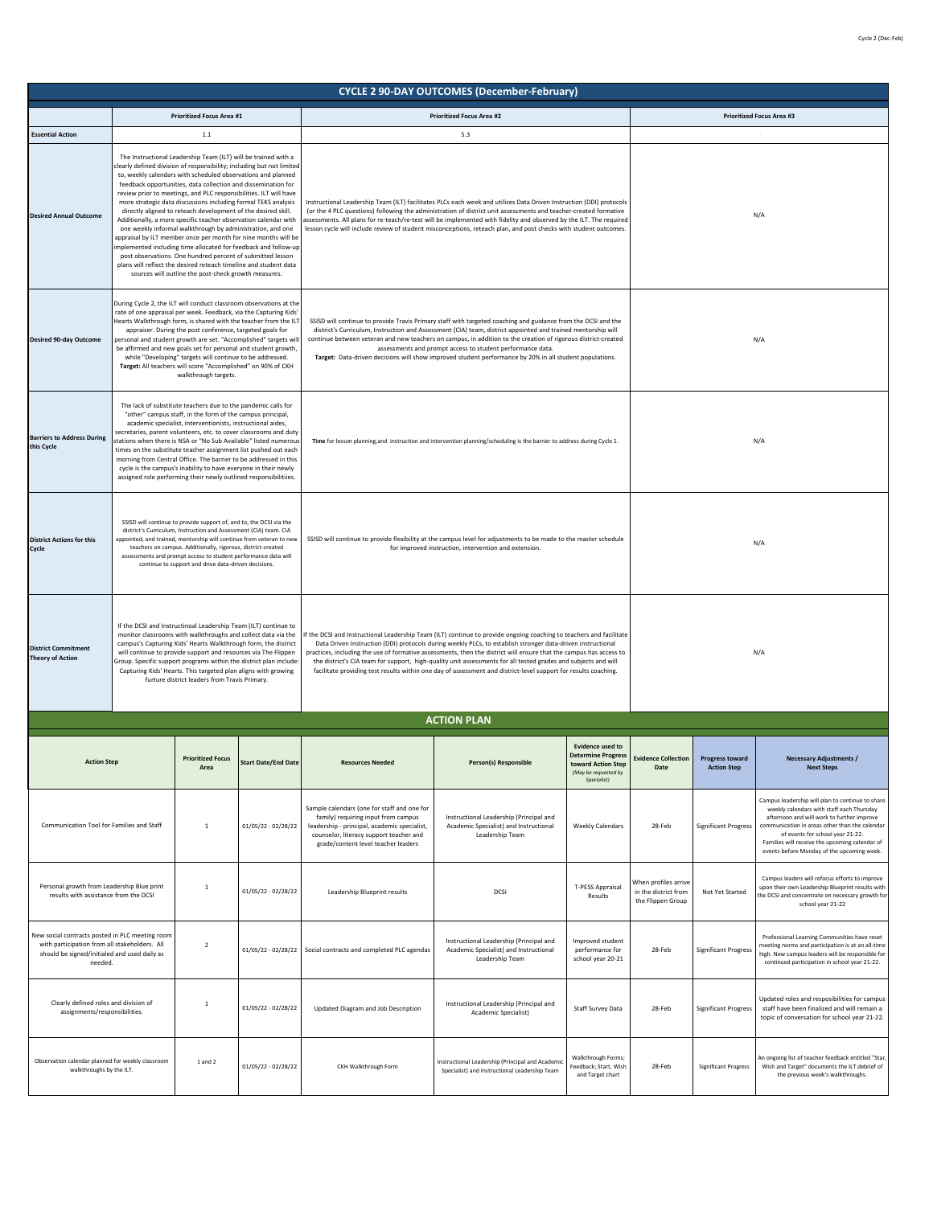# CYCLE 2 90-DAY OUTCOMES (December-February)

| | Prioritized Focus Area #1 | Prioritized Focus Area #2 | Prioritized Focus Area #3 |
|---|---|---|---|
| **Essential Action** | 1.1 | 5.3 | |
| **Desired Annual Outcome** | The Instructional Leadership Team (ILT) will be trained with a clearly defined division of responsibility; including but not limited to, weekly calendars with scheduled observations and planned feedback opportunities, data collection and dissemination for review prior to meetings, and PLC responsibilities. ILT will have more strategic data discussions including formal TEKS analysis directly aligned to reteach development of the desired skill. Additionally, a more specific teacher observation calendar with one weekly informal walkthrough by administration, and one appraisal by ILT member once per month for nine months will be implemented including time allocated for feedback and follow-up post observations. One hundred percent of submitted lesson plans will reflect the desired reteach timeline and student data sources will outline the post-check growth measures. | Instructional Leadership Team (ILT) facilitates PLCs each week and utilizes Data Driven Instruction (DDI) protocols (or the 4 PLC questions) following the administration of district unit assessments and teacher-created formative assessments. All plans for re-teach/re-test will be implemented with fidelity and observed by the ILT. The required lesson cycle will include review of student misconceptions, reteach plan, and post checks with student outcomes. | N/A |
| **Desired 90-day Outcome** | During Cycle 2, the ILT will conduct classroom observations at the rate of one appraisal per week. Feedback, via the Capturing Kids' Hearts Walkthrough form, is shared with the teacher from the ILT appraiser. During the post conference, targeted goals for personal and student growth are set. "Accomplished" targets will be affirmed and new goals set for personal and student growth, while "Developing" targets will continue to be addressed. **Target:** All teachers will score "Accomplished" on 90% of CKH walkthrough targets. | SSISD will continue to provide Travis Primary staff with targeted coaching and guidance from the DCSI and the district's Curriculum, Instruction and Assessment (CIA) team, district appointed and trained mentorship will continue between veteran and new teachers on campus, in addition to the creation of rigorous district-created assessments and prompt access to student performance data. **Target:** Data-driven decisions will show improved student performance by 20% in all student populations. | N/A |
| **Barriers to Address During this Cycle** | The lack of substitute teachers due to the pandemic calls for "other" campus staff, in the form of the campus principal, academic specialist, interventionists, instructional aides, secretaries, parent volunteers, etc. to cover classrooms and duty stations when there is NSA or "No Sub Available" listed numerous times on the substitute teacher assignment list pushed out each morning from Central Office. The barrier to be addressed in this cycle is the campus's inability to have everyone in their newly assigned role performing their newly outlined responsibilitiies. | **Time** for lesson planning,and instruction and intervention planning/scheduling is the barrier to address during Cycle 1. | N/A |
| **District Actions for this Cycle** | SSISD will continue to provide support of, and to, the DCSI via the district's Curriculum, Instruction and Assessment (CIA) team. CIA appointed, and trained, mentorship will continue from veteran to new teachers on campus. Additionally, rigorous, district-created assessments and prompt access to student performance data will continue to support and drive data-driven decisions. | SSISD will continue to provide flexibility at the campus level for adjustments to be made to the master schedule for improved instruction, intervention and extension. | N/A |
| **District Commitment Theory of Action** | If the DCSI and Instructinoal Leadership Team (ILT) continue to monitor classrooms with walkthroughs and collect data via the campus's Capturing Kids' Hearts Walkthrough form, the district will continue to provide support and resources via The Flippen Group. Specific support programs within the district plan include: Capturing Kids' Hearts. This targeted plan aligns with growing furture district leaders from Travis Primary. | If the DCSI and Instructional Leadership Team (ILT) continue to provide ongoing coaching to teachers and facilitate Data Driven Instruction (DDI) protocols during weekly PLCs, to establish stronger data-driven instructional practices, including the use of formative assessments, then the district will ensure that the campus has access to the district's CIA team for support, high-quality unit assessments for all tested grades and subjects and will facilitate providing test results within one day of assessment and district-level support for results coaching. | N/A |

# ACTION PLAN

| Action Step | Prioritized Focus Area | Start Date/End Date | Resources Needed | Person(s) Responsible | Evidence used to Determine Progress toward Action Step *(May be requested by Specialist)* | Evidence Collection Date | Progress toward Action Step | Necessary Adjustments / Next Steps |
|---|---|---|---|---|---|---|---|---|
| Communication Tool for Families and Staff | 1 | 01/05/22 - 02/28/22 | Sample calendars (one for staff and one for family) requiring input from campus leadership - principal, academic specialist, counselor, literacy support teacher and grade/content level teacher leaders | Instructional Leadership (Principal and Academic Specialist) and Instructional Leadership Team | Weekly Calendars | 28-Feb | Significant Progress | Campus leadership will plan to continue to share weekly calendars with staff each Thursday afternoon and will work to further improve communication in areas other than the calendar of events for school year 21-22. Families will receive the upcoming calendar of events before Monday of the upcoming week. |
| Personal growth from Leadership Blue print results with assistance from the DCSI | 1 | 01/05/22 - 02/28/22 | Leadership Blueprint results | DCSI | T-PESS Appraisal Results | When profiles arrive in the district from the Flippen Group | Not Yet Started | Campus leaders will refocus efforts to improve upon their own Leadership Blueprint results with the DCSI and concentrate on necessary growth for school year 21-22 |
| New social contracts posted in PLC meeting room with participation from all stakeholders. All should be signed/initialed and used daily as needed. | 2 | 01/05/22 - 02/28/22 | Social contracts and completed PLC agendas | Instructional Leadership (Principal and Academic Specialist) and Instructional Leadership Team | Improved student performance for school year 20-21 | 28-Feb | Significant Progress | Professional Learning Communities have reset meeting norms and participation is at an all-time high. New campus leaders will be responsible for continued participation in school year 21-22. |
| Clearly defined roles and division of assignments/responsibilities. | 1 | 01/05/22 - 02/28/22 | Updated Diagram and Job Description | Instructional Leadership (Principal and Academic Specialist) | Staff Survey Data | 28-Feb | Significant Progress | Updated roles and resposibilities for campus staff have been finalized and will remain a topic of conversation for school year 21-22. |
| Observation calendar planned for weekly classroom walkthroughs by the ILT. | 1 and 2 | 01/05/22 - 02/28/22 | CKH Walkthrough Form | Instructional Leadership (Principal and Academic Specialist) and Instructional Leadership Team | Walkthrough Forms; Feedback; Start, Wish and Target chart | 28-Feb | Significant Progress | An ongoing list of teacher feedback entitled "Star, Wish and Target" documents the ILT debrief of the previous week's walkthroughs. |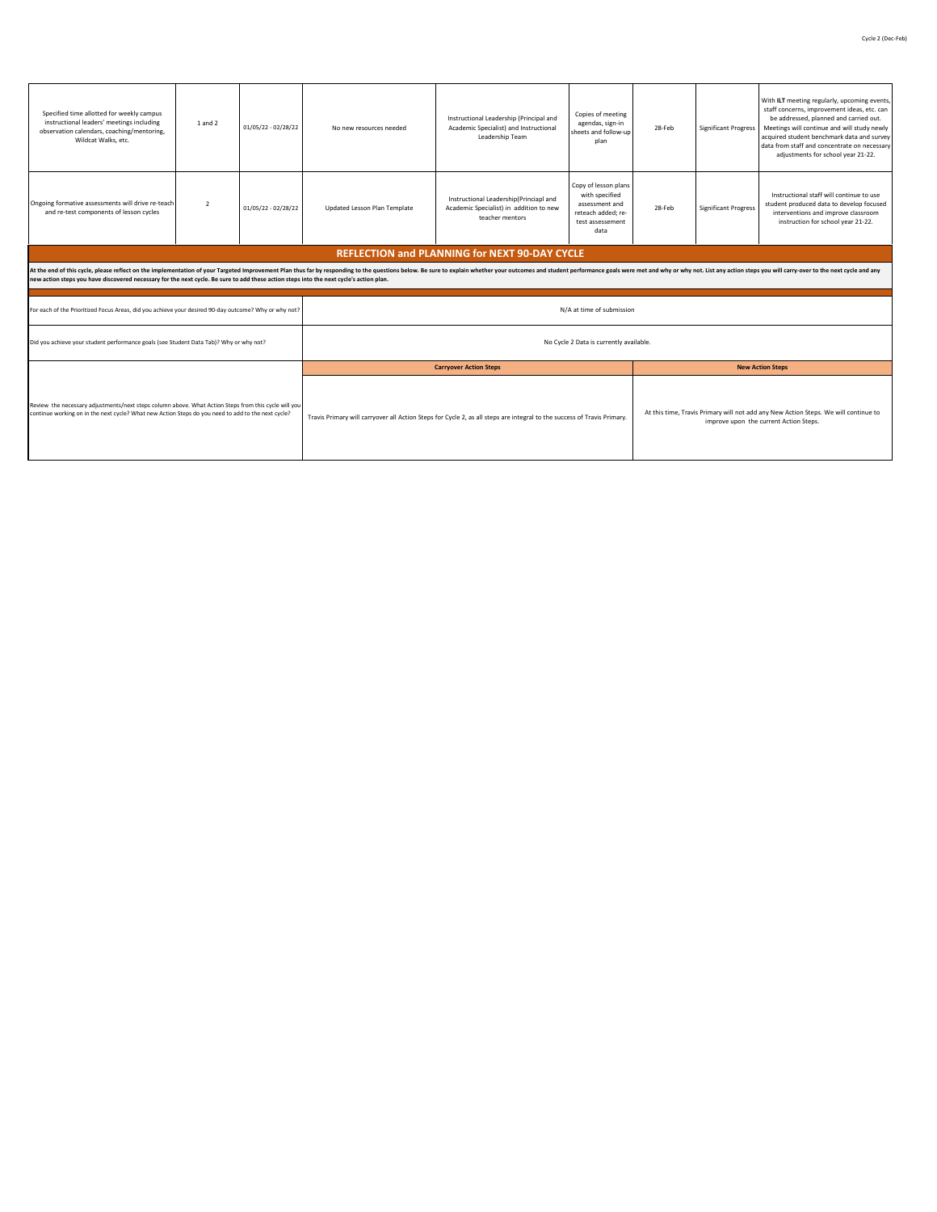| | | | | | | | | |
|---|---|---|---|---|---|---|---|---|
| Specified time allotted for weekly campus instructional leaders' meetings including observation calendars, coaching/mentoring, Wildcat Walks, etc. | 1 and 2 | 01/05/22 - 02/28/22 | No new resources needed | Instructional Leadership (Principal and Academic Specialist) and Instructional Leadership Team | Copies of meeting agendas, sign-in sheets and follow-up plan | 28-Feb | Significant Progress | With **ILT** meeting regularly, upcoming events, staff concerns, improvement ideas, etc. can be addressed, planned and carried out. Meetings will continue and will study newly acquired student benchmark data and survey data from staff and concentrate on necessary adjustments for school year 21-22. |
| Ongoing formative assessments will drive re-teach and re-test components of lesson cycles | 2 | 01/05/22 - 02/28/22 | Updated Lesson Plan Template | Instructional Leadership(Princiapl and Academic Specialist) in addition to new teacher mentors | Copy of lesson plans with specified assessment and reteach added; re-test assessement data | 28-Feb | Significant Progress | Instructional staff will continue to use student produced data to develop focused interventions and improve classroom instruction for school year 21-22. |

## REFLECTION and PLANNING for NEXT 90-DAY CYCLE

**At the end of this cycle, please reflect on the implementation of your Targeted Improvement Plan thus far by responding to the questions below. Be sure to explain whether your outcomes and student performance goals were met and why or why not. List any action steps you will carry-over to the next cycle and any new action steps you have discovered necessary for the next cycle. Be sure to add these action steps into the next cycle's action plan.**

| | | |
|---|---|---|
| For each of the Prioritized Focus Areas, did you achieve your desired 90-day outcome? Why or why not? | N/A at time of submission | |
| Did you achieve your student performance goals (see Student Data Tab)? Why or why not? | No Cycle 2 Data is currently available. | |
| | **Carryover Action Steps** | **New Action Steps** |
| Review the necessary adjustments/next steps column above. What Action Steps from this cycle will you continue working on in the next cycle? What new Action Steps do you need to add to the next cycle? | Travis Primary will carryover all Action Steps for Cycle 2, as all steps are integral to the success of Travis Primary. | At this time, Travis Primary will not add any New Action Steps. We will continue to improve upon the current Action Steps. |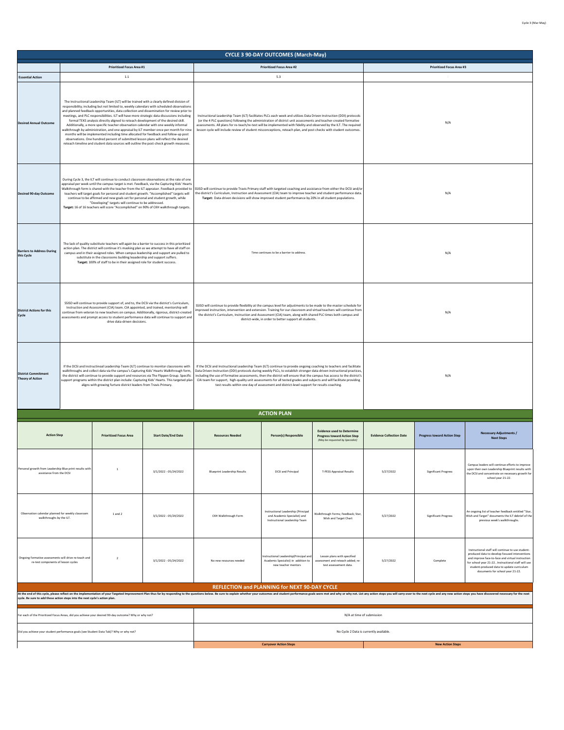## CYCLE 3 90-DAY OUTCOMES (March-May)

| | Prioritized Focus Area #1 | Prioritized Focus Area #2 | Prioritized Focus Area #3 |
|---|---|---|---|
| **Essential Action** | 1.1 | 5.3 | |
| **Desired Annual Outcome** | The Instructional Leadership Team (ILT) will be trained with a clearly defined division of responsibility; including but not limited to, weekly calendars with scheduled observations and planned feedback opportunities, data collection and dissemination for review prior to meetings, and PLC responsibilities. ILT will have more strategic data discussions including formal TEKS analysis directly aligned to reteach development of the desired skill. Additionally, a more specific teacher observation calendar with one weekly informal walkthrough by administration, and one appraisal by ILT member once per month for nine months will be implemented including time allocated for feedback and follow-up post observations. One hundred percent of submitted lesson plans will reflect the desired reteach timeline and student data sources will outline the post-check growth measures. | Instructional Leadership Team (ILT) facilitates PLCs each week and utilizes Data Driven Instruction (DDI) protocols (or the 4 PLC questions) following the administration of district unit assessments and teacher-created formative assessments. All plans for re-teach/re-test will be implemented with fidelity and observed by the ILT. The required lesson cycle will include review of student misconceptions, reteach plan, and post checks with student outcomes. | N/A |
| **Desired 90-day Outcome** | During Cycle 3, the ILT will continue to conduct classroom observations at the rate of one appraisal per week until the campus target is met. Feedback, via the Capturing Kids' Hearts Walkthrough form is shared with the teacher from the ILT appraiser. Feedback provided to teachers will target goals for personal and student growth. "Accomplished" targets will continue to be affirmed and new goals set for personal and student growth, while "Developing" targets will continue to be addressed. **Target:** 16 of 16 teachers will score "Accomplished" on 90% of CKH walkthrough targets. | SSISD will continue to provide Travis Primary staff with targeted coaching and assistance from either the DCSI and/or the district's Curriculum, Instruction and Assessment (CIA) team to improve teacher and student performance data. **Target:** Data-driven decisions will show improved student performance by 20% in all student populations. | N/A |
| **Barriers to Address During this Cycle** | The lack of quality substitute teachers will again be a barrier to success in this prioritized action plan. The district will continue it's masking plan as we attempt to have all staff on campus and in their assigned roles. When campus leadership and support are pulled to substitute in the classrooms building leadership and support suffers. **Target:** 100% of staff to be in their assigned role for student success. | Time continues to be a barrier to address. | N/A |
| **District Actions for this Cycle** | SSISD will continue to provide support of, and to, the DCSI via the district's Curriculum, Instruction and Assessment (CIA) team. CIA appointed, and trained, mentorship will continue from veteran to new teachers on campus. Additionally, rigorous, district-created assessments and prompt access to student performance data will continue to support and drive data-driven decisions. | SSISD will continue to provide flexibility at the campus level for adjustments to be made to the master schedule for improved instruction, intervention and extension. Training for our classroom and virtual teachers will continue from the district's Curriculum, Instruction and Assessment (CIA) team, along with shared PLC times both campus and district-wide, in order to better support all students. | N/A |
| **District Commitment Theory of Action** | If the DCSI and Instructinoal Leadership Team (ILT) continue to monitor classrooms with walkthroughs and collect data via the campus's Capturing Kids' Hearts Walkthrough form, the district will continue to provide support and resources via The Flippen Group. Specific support programs within the district plan include: Capturing Kids' Hearts. This targeted plan aligns with growing furture district leaders from Travis Primary. | If the DCSI and Instructional Leadership Team (ILT) continue to provide ongoing coaching to teachers and facilitate Data Driven Instruction (DDI) protocols during weekly PLCs, to establish stronger data-driven instructional practices, including the use of formative assessments, then the district will ensure that the campus has access to the district's CIA team for support, high-quality unit assessments for all tested grades and subjects and will facilitate providing test results within one day of assessment and district-level support for results coaching. | N/A |

## ACTION PLAN

| Action Step | Prioritized Focus Area | Start Date/End Date | Resources Needed | Person(s) Responsible | Evidence used to Determine Progress toward Action Step *(May be requested by Specialist)* | Evidence Collection Date | Progress toward Action Step | Necessary Adjustments / Next Steps |
|---|---|---|---|---|---|---|---|---|
| Personal growth from Leadership Blue print results with assistance from the DCSI | 1 | 3/1/2022 - 05/24/2022 | Blueprint Leadership Results | DCSI and Principal | T-PESS Appraisal Results | 5/27/2022 | Significant Progress | Campus leaders will continue efforts to improve upon their own Leadership Blueprint results with the DCSI and concentrate on necessary growth for school year 21-22. |
| Observation calendar planned for weekly classroom walkthroughs by the ILT. | 1 and 2 | 3/1/2022 - 05/24/2022 | CKH Walkthrough Form | Instructional Leadership (Principal and Academic Specialist) and Instructional Leadership Team | Walkthrough Forms; Feedback; Star, Wish and Target Chart | 5/27/2022 | Significant Progress | An ongoing list of teacher feedback entitled "Star, Wish and Target" documents the ILT debrief of the previous week's walkthroughs. |
| Ongoing formative assessments will drive re-teach and re-test components of lesson cycles | 2 | 3/1/2022 - 05/24/2022 | No new resources needed | Instructional Leadership(Principal and Academic Specialist) in addition to new teacher mentors | Lesson plans with specified assessment and reteach added; re-test assessement data. | 5/27/2022 | Complete | Instructional staff will continue to use student-produced data to develop focused interventions and improve face-to-face and virtual instruction for school year 21-22.. Instructional staff will use student-produced data to update curriculum documents for school year 21-22. |

## REFLECTION and PLANNING for NEXT 90-DAY CYCLE

At the end of this cycle, please reflect on the implementation of your Targeted Improvement Plan thus far by responding to the questions below. Be sure to explain whether your outcomes and student performance goals were met and why or why not. List any action steps you will carry-over to the next cycle and any new action steps you have discovered necessary for the next cycle. Be sure to add these action steps into the next cycle's action plan.

| | |
|---|---|
| For each of the Prioritized Focus Areas, did you achieve your desired 90-day outcome? Why or why not? | N/A at time of submission |
| Did you achieve your student performance goals (see Student Data Tab)? Why or why not? | No Cycle 2 Data is currently available. |

| Carryover Action Steps | New Action Steps |
|---|---|
| | |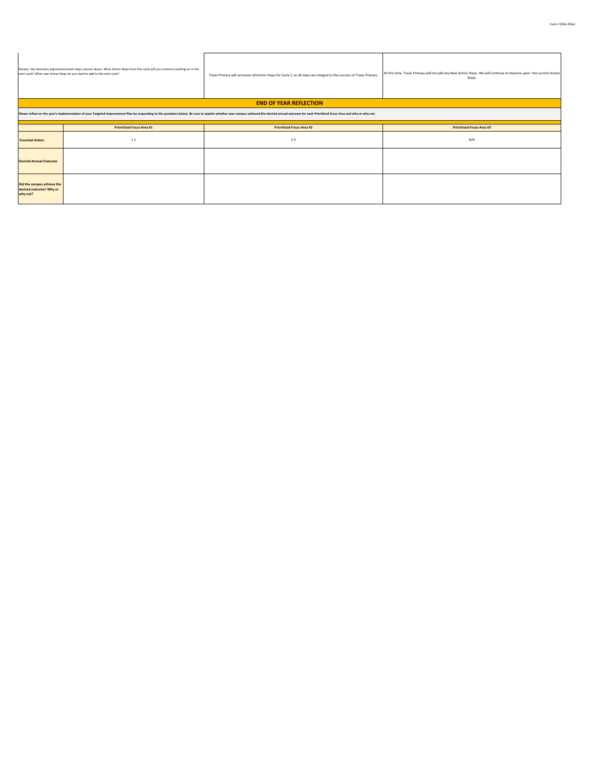| Review the necessary adjustments/next steps column above. What Action Steps from this cycle will you continue working on in the next cycle? What new Action Steps do you need to add to the next cycle? | Travis Primary will carryover all Action Steps for Cycle 2, as all steps are integral to the success of Travis Primary. | At this time, Travis Primary will not add any New Action Steps. We will continue to improve upon the current Action Steps. |
|---|---|---|

## END OF YEAR REFLECTION

**Please reflect on the year's implementation of your Targeted Improvement Plan by responding to the questions below. Be sure to explain whether your campus achieved the desired annual outcome for each Prioritized Focus Area and why or why not.**

| | Prioritized Focus Area #1 | Prioritized Focus Area #2 | Prioritized Focus Area #3 |
|---|---|---|---|
| **Essential Action** | 1.1 | 5.3 | N/A |
| **Desired Annual Outcome** | | | |
| **Did the campus achieve the desired outcome? Why or why not?** | | | |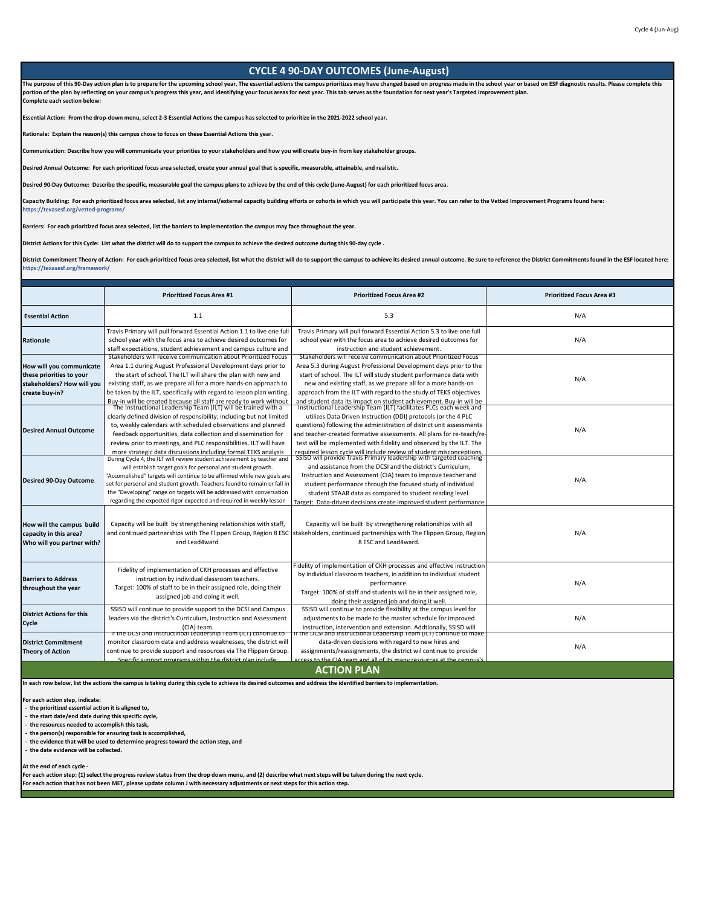## CYCLE 4 90-DAY OUTCOMES (June-August)

**The purpose of this 90-Day action plan is to prepare for the upcoming school year. The essential actions the campus prioritizes may have changed based on progress made in the school year or based on ESF diagnostic results. Please complete this portion of the plan by reflecting on your campus's progress this year, and identifying your focus areas for next year. This tab serves as the foundation for next year's Targeted Improvement plan.**
**Complete each section below:**

**Essential Action: From the drop-down menu, select 2-3 Essential Actions the campus has selected to prioritize in the 2021-2022 school year.**

**Rationale: Explain the reason(s) this campus chose to focus on these Essential Actions this year.**

**Communication: Describe how you will communicate your priorities to your stakeholders and how you will create buy-in from key stakeholder groups.**

**Desired Annual Outcome: For each prioritized focus area selected, create your annual goal that is specific, measurable, attainable, and realistic.**

**Desired 90-Day Outcome: Describe the specific, measurable goal the campus plans to achieve by the end of this cycle (June-August) for each prioritized focus area.**

**Capacity Building: For each prioritized focus area selected, list any internal/external capacity building efforts or cohorts in which you will participate this year. You can refer to the Vetted Improvement Programs found here:**
**https://texasesf.org/vetted-programs/**

**Barriers: For each prioritized focus area selected, list the barriers to implementation the campus may face throughout the year.**

**District Actions for this Cycle: List what the district will do to support the campus to achieve the desired outcome during this 90-day cycle .**

**District Commitment Theory of Action: For each prioritized focus area selected, list what the district will do to support the campus to achieve its desired annual outcome. Be sure to reference the District Commitments found in the ESF located here:**
**https://texasesf.org/framework/**

| | Prioritized Focus Area #1 | Prioritized Focus Area #2 | Prioritized Focus Area #3 |
|---|---|---|---|
| **Essential Action** | 1.1 | 5.3 | N/A |
| **Rationale** | Travis Primary will pull forward Essential Action 1.1 to live one full school year with the focus area to achieve desired outcomes for staff expectations, student achievement and campus culture and | Travis Primary will pull forward Essential Action 5.3 to live one full school year with the focus area to achieve desired outcomes for instruction and student achievement. | N/A |
| **How will you communicate these priorities to your stakeholders? How will you create buy-in?** | Stakeholders will receive communication about Prioritized Focus Area 1.1 during August Professional Development days prior to the start of school. The ILT will share the plan with new and existing staff, as we prepare all for a more hands-on approach to be taken by the ILT, specifically with regard to lesson plan writing. Buy-in will be created because all staff are ready to work without | Stakeholders will receive communication about Prioritized Focus Area 5.3 during August Professional Development days prior to the start of school. The ILT will study student performance data with new and existing staff, as we prepare all for a more hands-on approach from the ILT with regard to the study of TEKS objectives and student data its impact on student achievement. Buy-in will be | N/A |
| **Desired Annual Outcome** | The Instructional Leadership Team (ILT) will be trained with a clearly defined division of responsibility; including but not limited to, weekly calendars with scheduled observations and planned feedback opportunities, data collection and dissemination for review prior to meetings, and PLC responsibilities. ILT will have more strategic data discussions including formal TEKS analysis | Instructional Leadership Team (ILT) facilitates PLCs each week and utilizes Data Driven Instruction (DDI) protocols (or the 4 PLC questions) following the administration of district unit assessments and teacher-created formative assessments. All plans for re-teach/re-test will be implemented with fidelity and observed by the ILT. The required lesson cycle will include review of student misconceptions, | N/A |
| **Desired 90-Day Outcome** | During Cycle 4, the ILT will review student achievement by teacher and will establish target goals for personal and student growth. "Accomplished" targets will continue to be affirmed while new goals are set for personal and student growth. Teachers found to remain or fall in the "Developing" range on targets will be addressed with conversation regarding the expected rigor expected and required in weekly lesson | SSISD will provide Travis Primary leadership with targeted coaching and assistance from the DCSI and the district's Curriculum, Instruction and Assessment (CIA) team to improve teacher and student performance through the focused study of individual student STAAR data as compared to student reading level. Target: Data-driven decisions create improved student performance | N/A |
| **How will the campus build capacity in this area? Who will you partner with?** | Capacity will be built by strengthening relationships with staff, and continued partnerships with The Flippen Group, Region 8 ESC and Lead4ward. | Capacity will be built by strengthening relationships with all stakeholders, continued partnerships with The Flippen Group, Region 8 ESC and Lead4ward. | N/A |
| **Barriers to Address throughout the year** | Fidelity of implementation of CKH processes and effective instruction by individual classroom teachers. Target: 100% of staff to be in their assigned role, doing their assigned job and doing it well. | Fidelity of implementation of CKH processes and effective instruction by individual classroom teachers, in addition to individual student performance. Target: 100% of staff and students will be in their assigned role, doing their assigned job and doing it well. | N/A |
| **District Actions for this Cycle** | SSISD will continue to provide support to the DCSI and Campus leaders via the district's Curriculum, Instruction and Assessment (CIA) team. | SSISD will continue to provide flexibility at the campus level for adjustments to be made to the master schedule for improved instruction, intervention and extension. Addtionally, SSISD will | N/A |
| **District Commitment Theory of Action** | If the DCSI and Instructinoal Leadership Team (ILT) continue to monitor classroom data and address weaknesses, the district will continue to provide support and resources via The Flippen Group. Specific support programs within the district plan include: | If the DCSI and Instructional Leadership Team (ILT) continue to make data-driven decisions with regard to new hires and assignments/reassignments, the district wil continue to provide access to the CIA team and all of its many resources at the campus's | N/A |

## ACTION PLAN

**In each row below, list the actions the campus is taking during this cycle to achieve its desired outcomes and address the identified barriers to implementation.**

**For each action step, indicate:**
- **the prioritized essential action it is aligned to,**
- **the start date/end date during this specific cycle,**
- **the resources needed to accomplish this task,**
- **the person(s) responsible for ensuring task is accomplished,**
- **the evidence that will be used to determine progress toward the action step, and**
- **the date evidence will be collected.**

**At the end of each cycle -**
**For each action step: (1) select the progress review status from the drop down menu, and (2) describe what next steps will be taken during the next cycle.**
**For each action that has not been MET, please update column J with necessary adjustments or next steps for this action step.**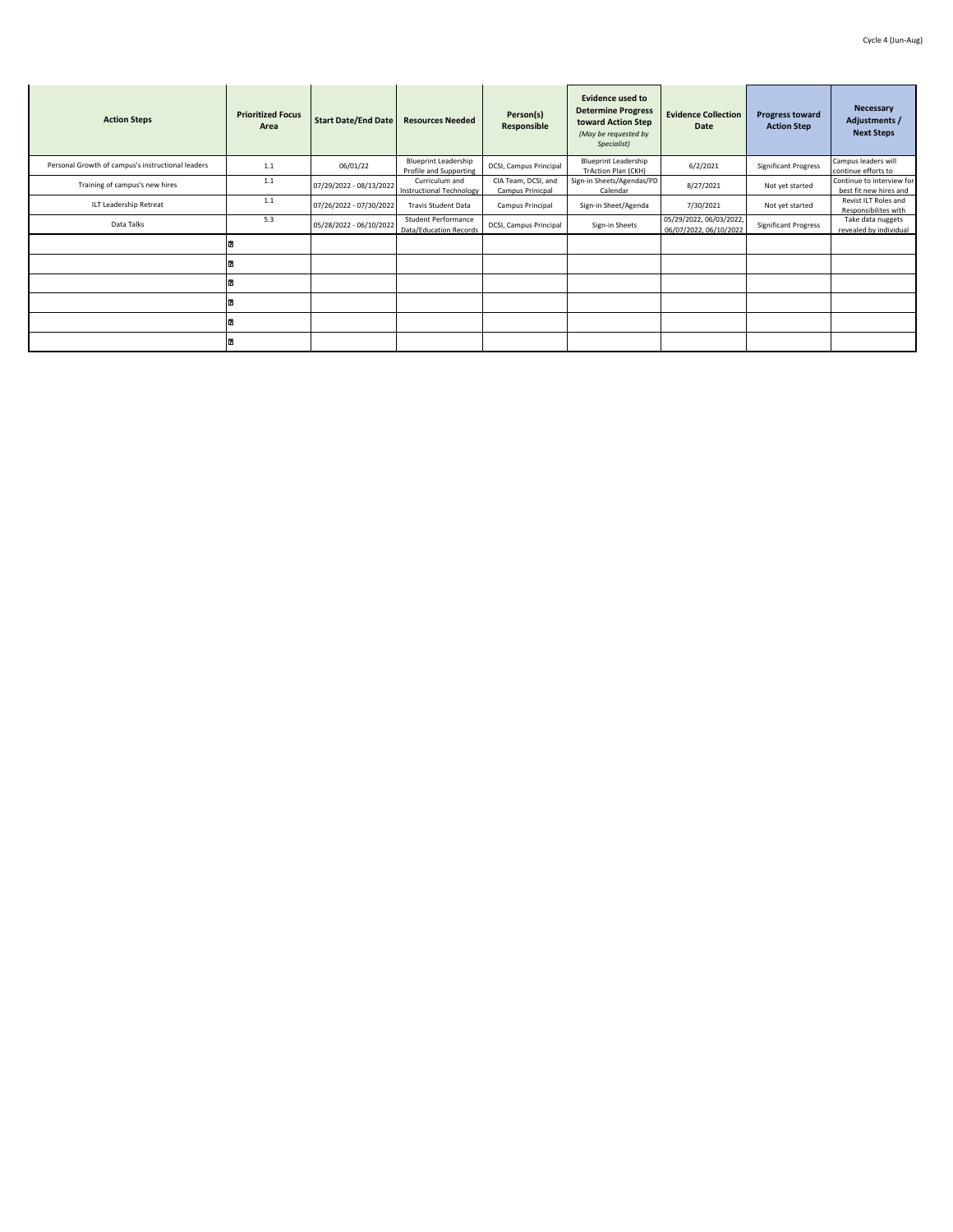Cycle 4 (Jun-Aug)

| Action Steps | Prioritized Focus Area | Start Date/End Date | Resources Needed | Person(s) Responsible | Evidence used to Determine Progress toward Action Step *(May be requested by Specialist)* | Evidence Collection Date | Progress toward Action Step | Necessary Adjustments / Next Steps |
|---|---|---|---|---|---|---|---|---|
| Personal Growth of campus's instructional leaders | 1.1 | 06/01/22 | Blueprint Leadership Profile and Supporting | DCSI, Campus Principal | Blueprint Leadership TrAction Plan (CKH) | 6/2/2021 | Significant Progress | Campus leaders will continue efforts to |
| Training of campus's new hires | 1.1 | 07/29/2022 - 08/13/2022 | Curriculum and Instructional Technology | CIA Team, DCSI, and Campus Prinicpal | Sign-in Sheets/Agendas/PD Calendar | 8/27/2021 | Not yet started | Continue to interview for best fit new hires and |
| ILT Leadership Retreat | 1.1 | 07/26/2022 - 07/30/2022 | Travis Student Data | Campus Principal | Sign-in Sheet/Agenda | 7/30/2021 | Not yet started | Revist ILT Roles and Responsibilites with |
| Data Talks | 5.3 | 05/28/2022 - 06/10/2022 | Student Performance Data/Education Records | DCSI, Campus Principal | Sign-in Sheets | 05/29/2022, 06/03/2022, 06/07/2022, 06/10/2022 | Significant Progress | Take data nuggets revealed by individual |
| | | | | | | | | |
| | | | | | | | | |
| | | | | | | | | |
| | | | | | | | | |
| | | | | | | | | |
| | | | | | | | | |